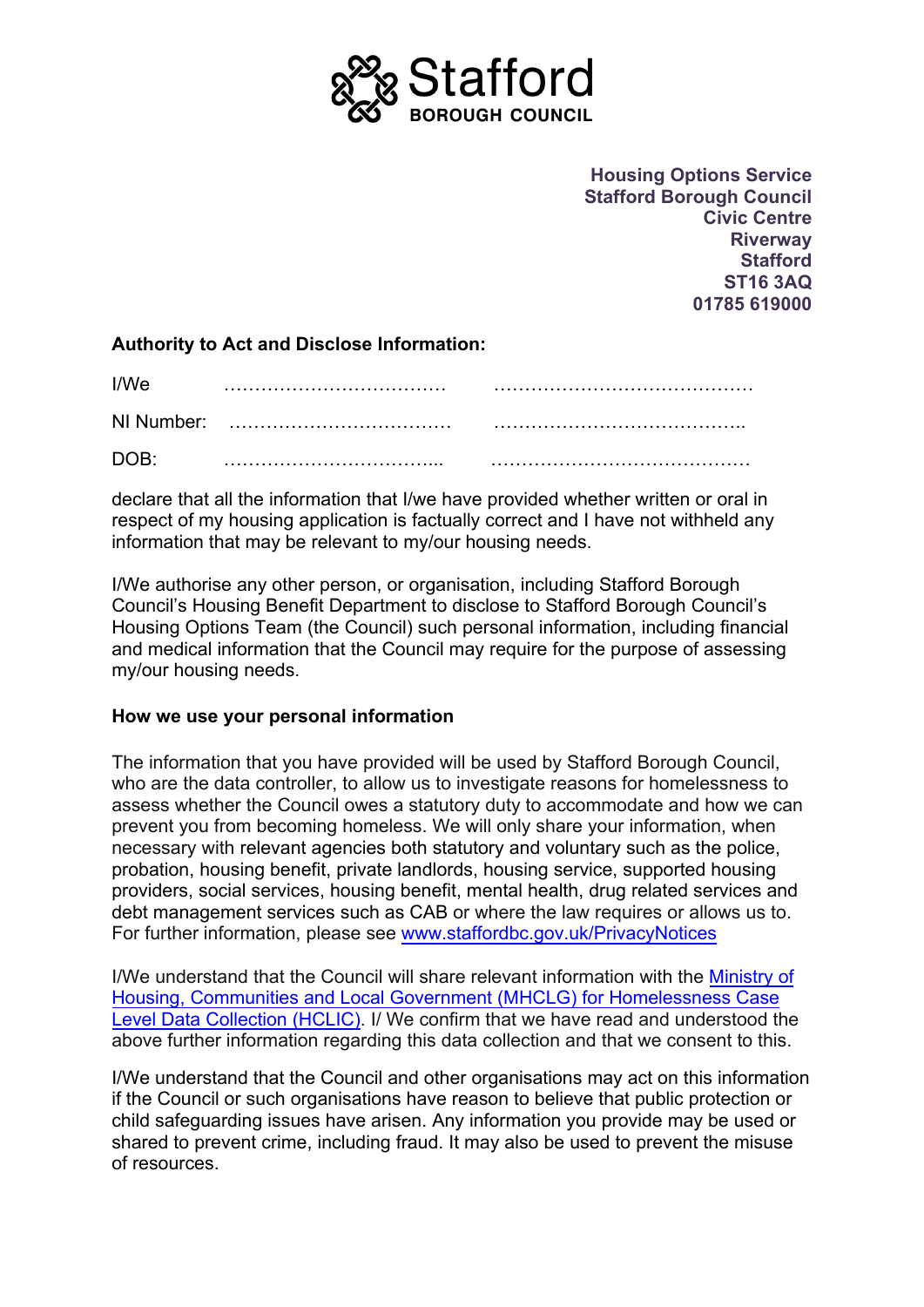Stafford
BOROUGH COUNCIL

**Housing Options Service**
**Stafford Borough Council**
**Civic Centre**
**Riverway**
**Stafford**
**ST16 3AQ**
**01785 619000**

**Authority to Act and Disclose Information:**

I/We ……………………………… ……………………………………

NI Number: ……………………………… …………………………………..

DOB: ……………………………... ……………………………………

declare that all the information that I/we have provided whether written or oral in respect of my housing application is factually correct and I have not withheld any information that may be relevant to my/our housing needs.

I/We authorise any other person, or organisation, including Stafford Borough Council's Housing Benefit Department to disclose to Stafford Borough Council's Housing Options Team (the Council) such personal information, including financial and medical information that the Council may require for the purpose of assessing my/our housing needs.

**How we use your personal information**

The information that you have provided will be used by Stafford Borough Council, who are the data controller, to allow us to investigate reasons for homelessness to assess whether the Council owes a statutory duty to accommodate and how we can prevent you from becoming homeless. We will only share your information, when necessary with relevant agencies both statutory and voluntary such as the police, probation, housing benefit, private landlords, housing service, supported housing providers, social services, housing benefit, mental health, drug related services and debt management services such as CAB or where the law requires or allows us to. For further information, please see www.staffordbc.gov.uk/PrivacyNotices

I/We understand that the Council will share relevant information with the Ministry of Housing, Communities and Local Government (MHCLG) for Homelessness Case Level Data Collection (HCLIC). I/ We confirm that we have read and understood the above further information regarding this data collection and that we consent to this.

I/We understand that the Council and other organisations may act on this information if the Council or such organisations have reason to believe that public protection or child safeguarding issues have arisen. Any information you provide may be used or shared to prevent crime, including fraud. It may also be used to prevent the misuse of resources.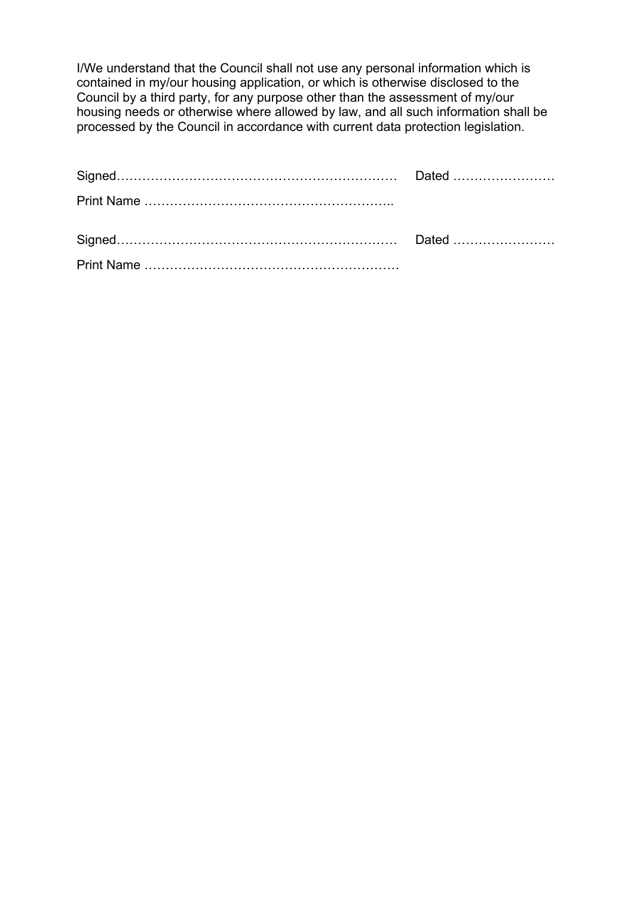I/We understand that the Council shall not use any personal information which is contained in my/our housing application, or which is otherwise disclosed to the Council by a third party, for any purpose other than the assessment of my/our housing needs or otherwise where allowed by law, and all such information shall be processed by the Council in accordance with current data protection legislation.

Signed………………………………………………………… Dated ……………………

Print Name …………………………………………………..

Signed………………………………………………………… Dated ……………………

Print Name ……………………………………………………